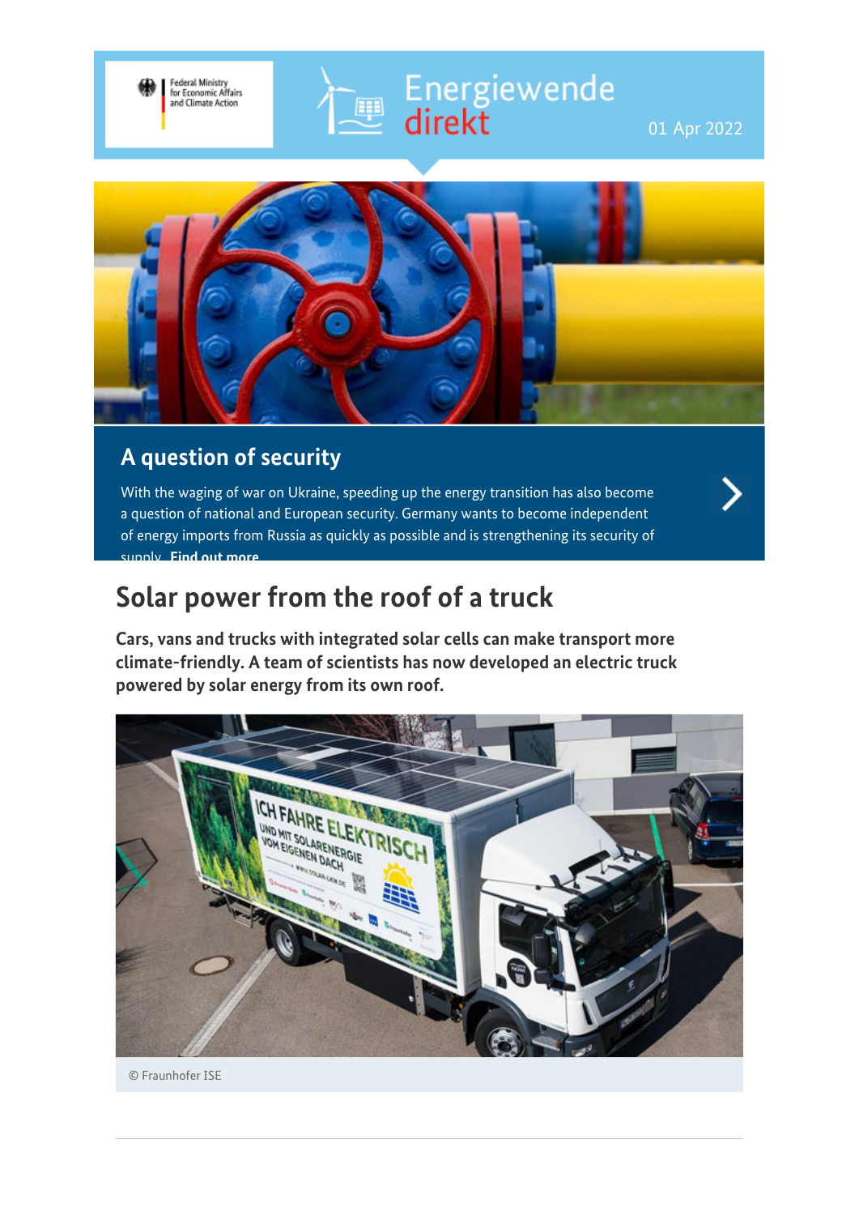Federal Ministry for Economic Affairs and Climate Action

Energiewende direkt

01 Apr 2022

## A question of security

With the waging of war on Ukraine, speeding up the energy transition has also become a question of national and European security. Germany wants to become independent of energy imports from Russia as quickly as possible and is strengthening its security of supply. **Find out more**

# Solar power from the roof of a truck

**Cars, vans and trucks with integrated solar cells can make transport more climate-friendly. A team of scientists has now developed an electric truck powered by solar energy from its own roof.**

© Fraunhofer ISE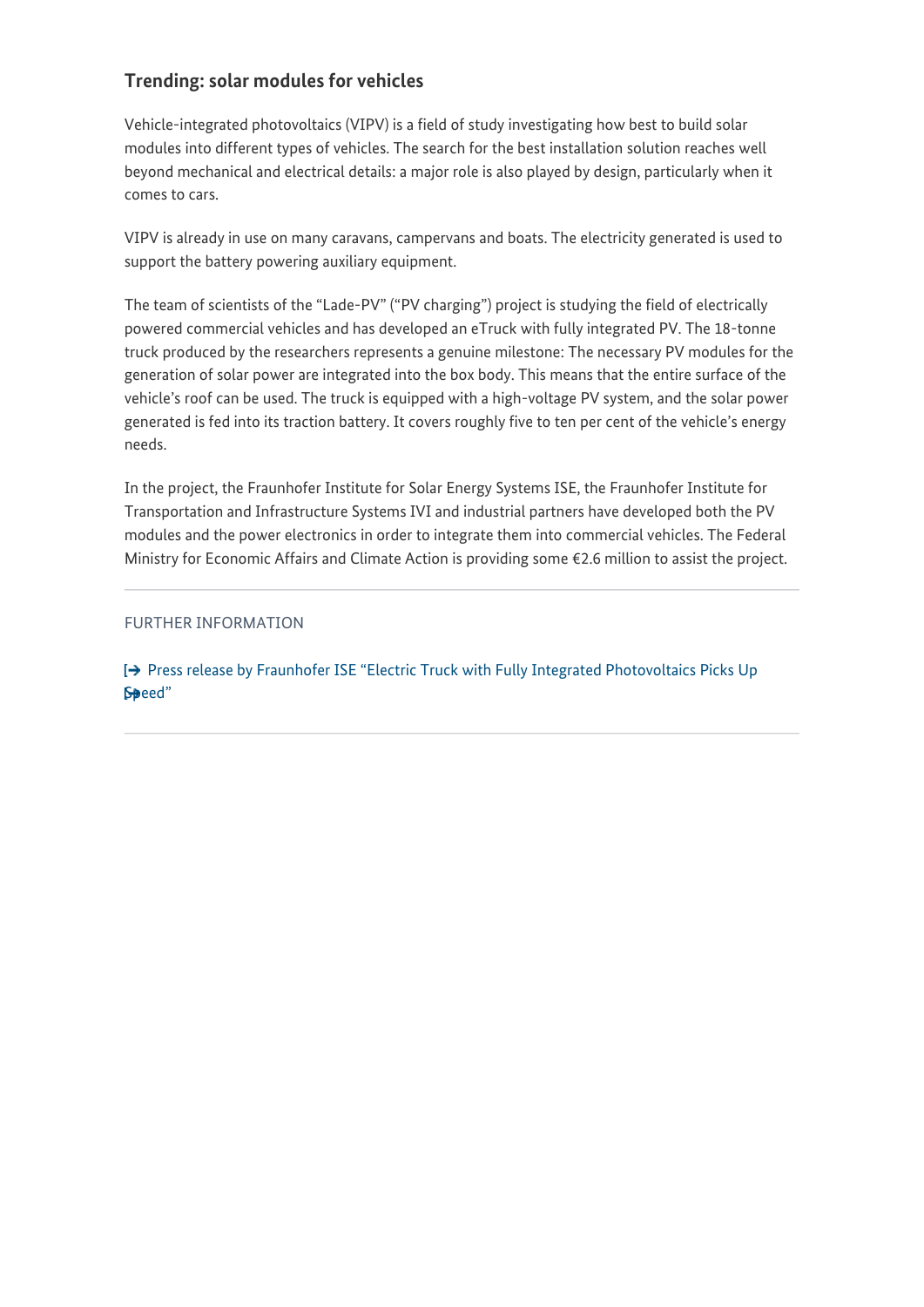## Trending: solar modules for vehicles

Vehicle-integrated photovoltaics (VIPV) is a field of study investigating how best to build solar modules into different types of vehicles. The search for the best installation solution reaches well beyond mechanical and electrical details: a major role is also played by design, particularly when it comes to cars.

VIPV is already in use on many caravans, campervans and boats. The electricity generated is used to support the battery powering auxiliary equipment.

The team of scientists of the "Lade-PV" ("PV charging") project is studying the field of electrically powered commercial vehicles and has developed an eTruck with fully integrated PV. The 18-tonne truck produced by the researchers represents a genuine milestone: The necessary PV modules for the generation of solar power are integrated into the box body. This means that the entire surface of the vehicle's roof can be used. The truck is equipped with a high-voltage PV system, and the solar power generated is fed into its traction battery. It covers roughly five to ten per cent of the vehicle's energy needs.

In the project, the Fraunhofer Institute for Solar Energy Systems ISE, the Fraunhofer Institute for Transportation and Infrastructure Systems IVI and industrial partners have developed both the PV modules and the power electronics in order to integrate them into commercial vehicles. The Federal Ministry for Economic Affairs and Climate Action is providing some €2.6 million to assist the project.

---

FURTHER INFORMATION

Press release by Fraunhofer ISE "Electric Truck with Fully Integrated Photovoltaics Picks Up Speed"

---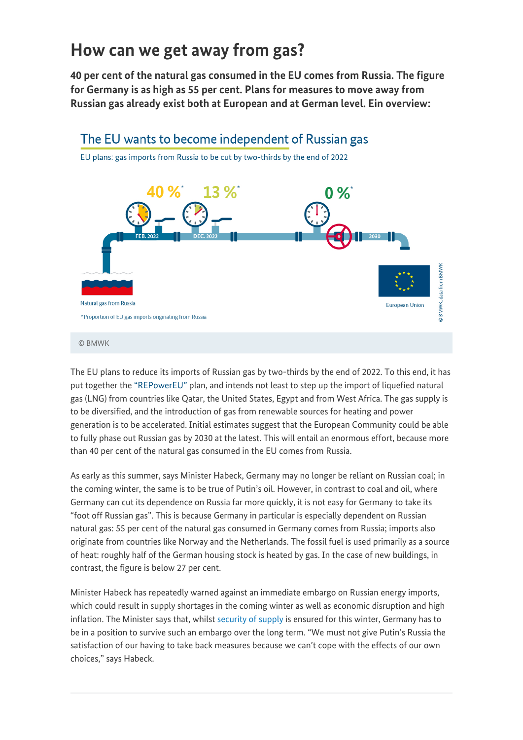# How can we get away from gas?

**40 per cent of the natural gas consumed in the EU comes from Russia. The figure for Germany is as high as 55 per cent. Plans for measures to move away from Russian gas already exist both at European and at German level. Ein overview:**

The EU wants to become independent of Russian gas

EU plans: gas imports from Russia to be cut by two-thirds by the end of 2022

40 %* FEB. 2022 — 13 %* DEC. 2022 — 0 %* 2030

Natural gas from Russia

European Union

*Proportion of EU gas imports originating from Russia

© BMWK, data from BMWK

© BMWK

The EU plans to reduce its imports of Russian gas by two-thirds by the end of 2022. To this end, it has put together the "REPowerEU" plan, and intends not least to step up the import of liquefied natural gas (LNG) from countries like Qatar, the United States, Egypt and from West Africa. The gas supply is to be diversified, and the introduction of gas from renewable sources for heating and power generation is to be accelerated. Initial estimates suggest that the European Community could be able to fully phase out Russian gas by 2030 at the latest. This will entail an enormous effort, because more than 40 per cent of the natural gas consumed in the EU comes from Russia.

As early as this summer, says Minister Habeck, Germany may no longer be reliant on Russian coal; in the coming winter, the same is to be true of Putin's oil. However, in contrast to coal and oil, where Germany can cut its dependence on Russia far more quickly, it is not easy for Germany to take its "foot off Russian gas". This is because Germany in particular is especially dependent on Russian natural gas: 55 per cent of the natural gas consumed in Germany comes from Russia; imports also originate from countries like Norway and the Netherlands. The fossil fuel is used primarily as a source of heat: roughly half of the German housing stock is heated by gas. In the case of new buildings, in contrast, the figure is below 27 per cent.

Minister Habeck has repeatedly warned against an immediate embargo on Russian energy imports, which could result in supply shortages in the coming winter as well as economic disruption and high inflation. The Minister says that, whilst security of supply is ensured for this winter, Germany has to be in a position to survive such an embargo over the long term. "We must not give Putin's Russia the satisfaction of our having to take back measures because we can't cope with the effects of our own choices," says Habeck.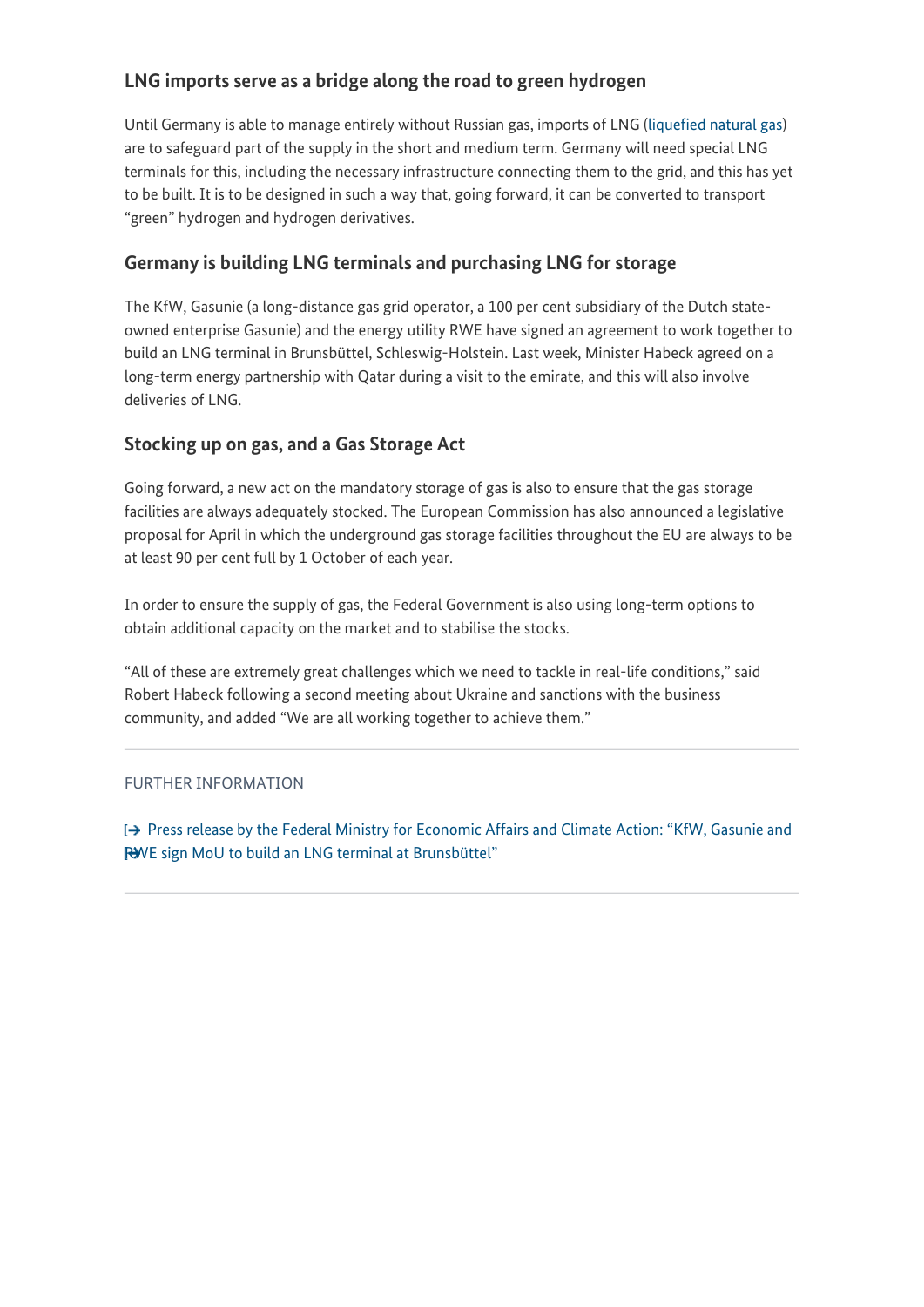## LNG imports serve as a bridge along the road to green hydrogen

Until Germany is able to manage entirely without Russian gas, imports of LNG (liquefied natural gas) are to safeguard part of the supply in the short and medium term. Germany will need special LNG terminals for this, including the necessary infrastructure connecting them to the grid, and this has yet to be built. It is to be designed in such a way that, going forward, it can be converted to transport "green" hydrogen and hydrogen derivatives.

## Germany is building LNG terminals and purchasing LNG for storage

The KfW, Gasunie (a long-distance gas grid operator, a 100 per cent subsidiary of the Dutch state-owned enterprise Gasunie) and the energy utility RWE have signed an agreement to work together to build an LNG terminal in Brunsbüttel, Schleswig-Holstein. Last week, Minister Habeck agreed on a long-term energy partnership with Qatar during a visit to the emirate, and this will also involve deliveries of LNG.

## Stocking up on gas, and a Gas Storage Act

Going forward, a new act on the mandatory storage of gas is also to ensure that the gas storage facilities are always adequately stocked. The European Commission has also announced a legislative proposal for April in which the underground gas storage facilities throughout the EU are always to be at least 90 per cent full by 1 October of each year.

In order to ensure the supply of gas, the Federal Government is also using long-term options to obtain additional capacity on the market and to stabilise the stocks.

"All of these are extremely great challenges which we need to tackle in real-life conditions," said Robert Habeck following a second meeting about Ukraine and sanctions with the business community, and added "We are all working together to achieve them."

---

FURTHER INFORMATION

Press release by the Federal Ministry for Economic Affairs and Climate Action: "KfW, Gasunie and RWE sign MoU to build an LNG terminal at Brunsbüttel"

---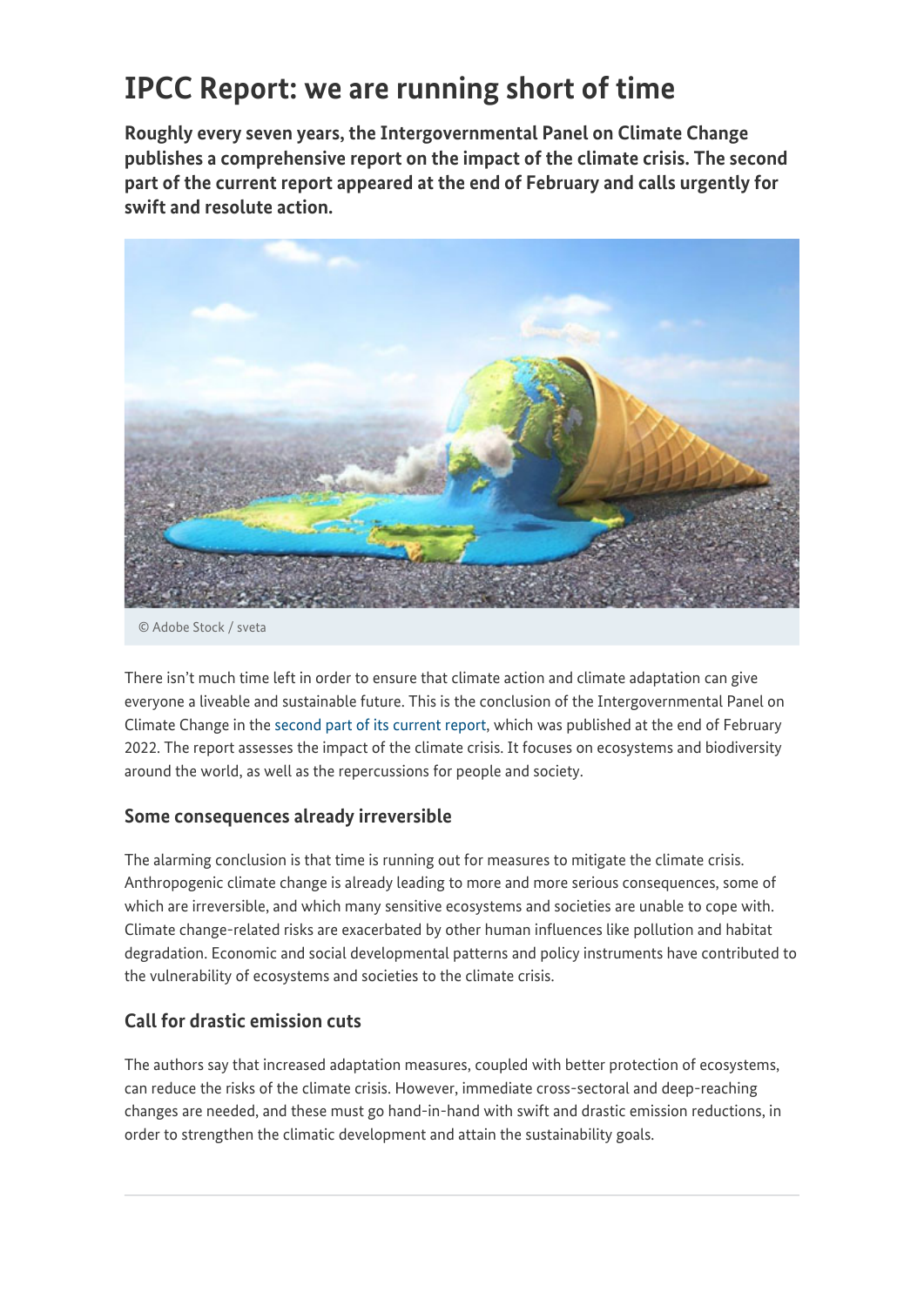# IPCC Report: we are running short of time

**Roughly every seven years, the Intergovernmental Panel on Climate Change publishes a comprehensive report on the impact of the climate crisis. The second part of the current report appeared at the end of February and calls urgently for swift and resolute action.**

© Adobe Stock / sveta

There isn't much time left in order to ensure that climate action and climate adaptation can give everyone a liveable and sustainable future. This is the conclusion of the Intergovernmental Panel on Climate Change in the second part of its current report, which was published at the end of February 2022. The report assesses the impact of the climate crisis. It focuses on ecosystems and biodiversity around the world, as well as the repercussions for people and society.

## Some consequences already irreversible

The alarming conclusion is that time is running out for measures to mitigate the climate crisis. Anthropogenic climate change is already leading to more and more serious consequences, some of which are irreversible, and which many sensitive ecosystems and societies are unable to cope with. Climate change-related risks are exacerbated by other human influences like pollution and habitat degradation. Economic and social developmental patterns and policy instruments have contributed to the vulnerability of ecosystems and societies to the climate crisis.

## Call for drastic emission cuts

The authors say that increased adaptation measures, coupled with better protection of ecosystems, can reduce the risks of the climate crisis. However, immediate cross-sectoral and deep-reaching changes are needed, and these must go hand-in-hand with swift and drastic emission reductions, in order to strengthen the climatic development and attain the sustainability goals.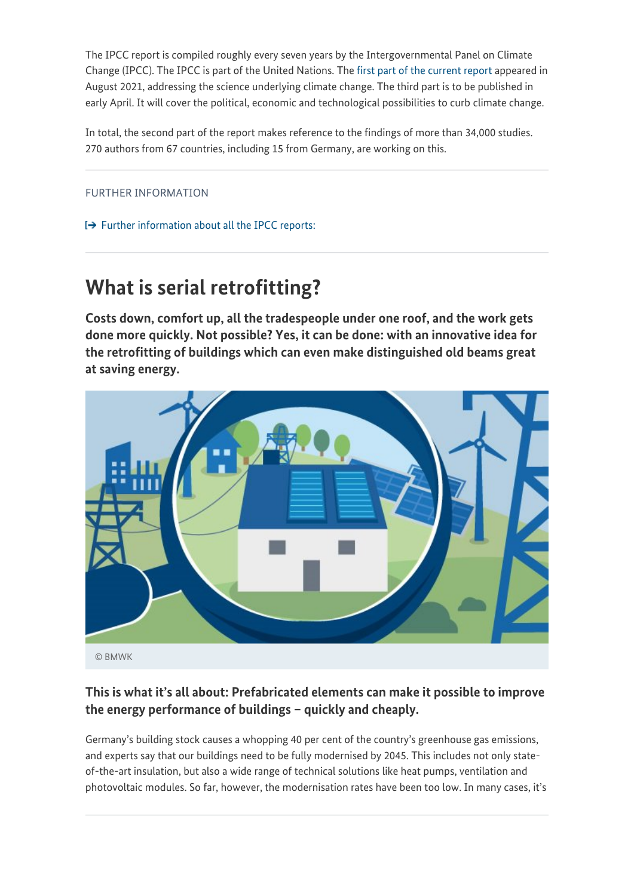The IPCC report is compiled roughly every seven years by the Intergovernmental Panel on Climate Change (IPCC). The IPCC is part of the United Nations. The first part of the current report appeared in August 2021, addressing the science underlying climate change. The third part is to be published in early April. It will cover the political, economic and technological possibilities to curb climate change.

In total, the second part of the report makes reference to the findings of more than 34,000 studies. 270 authors from 67 countries, including 15 from Germany, are working on this.

FURTHER INFORMATION

Further information about all the IPCC reports:

## What is serial retrofitting?

**Costs down, comfort up, all the tradespeople under one roof, and the work gets done more quickly. Not possible? Yes, it can be done: with an innovative idea for the retrofitting of buildings which can even make distinguished old beams great at saving energy.**

© BMWK

### This is what it's all about: Prefabricated elements can make it possible to improve the energy performance of buildings – quickly and cheaply.

Germany's building stock causes a whopping 40 per cent of the country's greenhouse gas emissions, and experts say that our buildings need to be fully modernised by 2045. This includes not only state-of-the-art insulation, but also a wide range of technical solutions like heat pumps, ventilation and photovoltaic modules. So far, however, the modernisation rates have been too low. In many cases, it's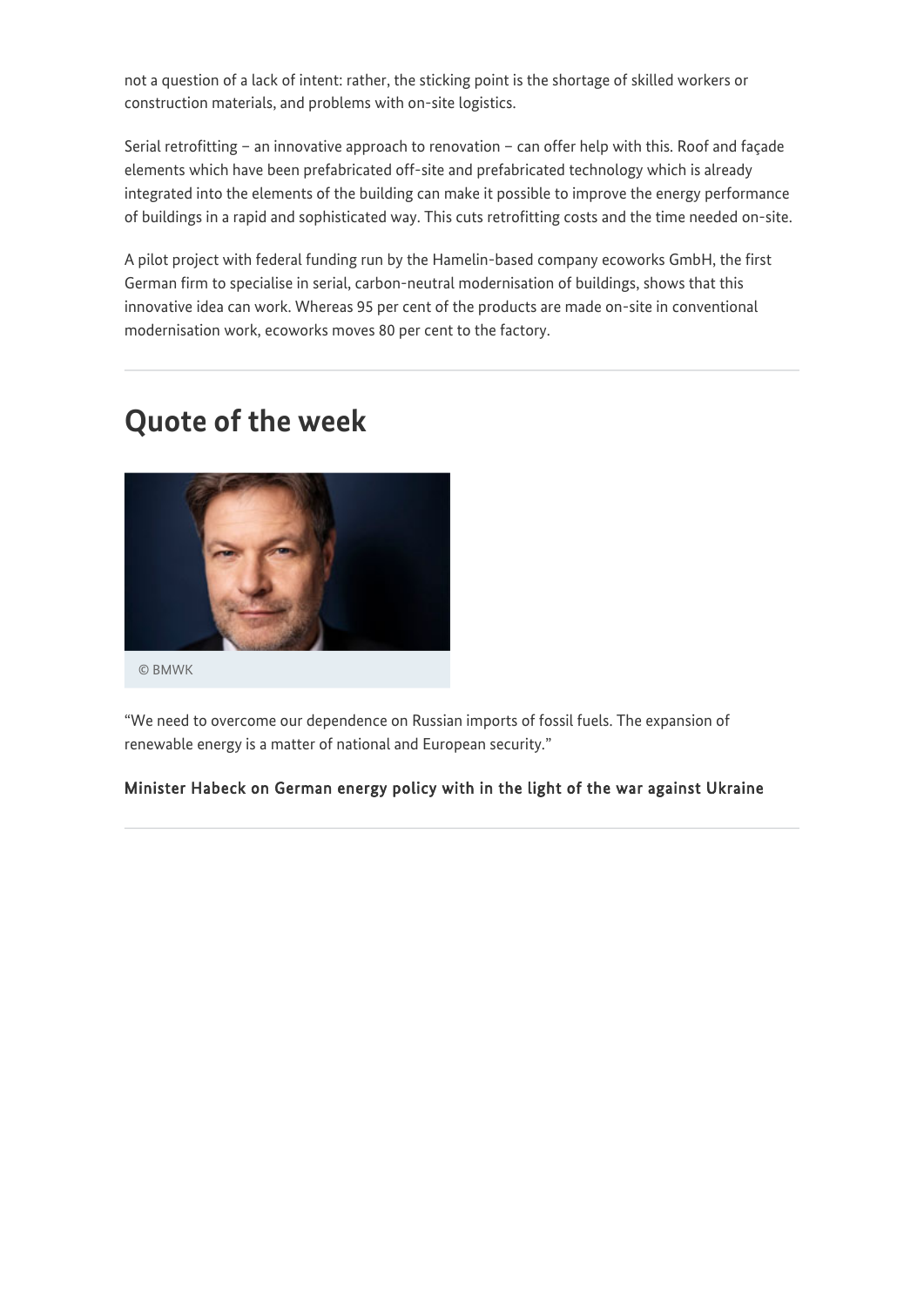not a question of a lack of intent: rather, the sticking point is the shortage of skilled workers or construction materials, and problems with on-site logistics.

Serial retrofitting – an innovative approach to renovation – can offer help with this. Roof and façade elements which have been prefabricated off-site and prefabricated technology which is already integrated into the elements of the building can make it possible to improve the energy performance of buildings in a rapid and sophisticated way. This cuts retrofitting costs and the time needed on-site.

A pilot project with federal funding run by the Hamelin-based company ecoworks GmbH, the first German firm to specialise in serial, carbon-neutral modernisation of buildings, shows that this innovative idea can work. Whereas 95 per cent of the products are made on-site in conventional modernisation work, ecoworks moves 80 per cent to the factory.

---

## Quote of the week

© BMWK

"We need to overcome our dependence on Russian imports of fossil fuels. The expansion of renewable energy is a matter of national and European security."

**Minister Habeck on German energy policy with in the light of the war against Ukraine**

---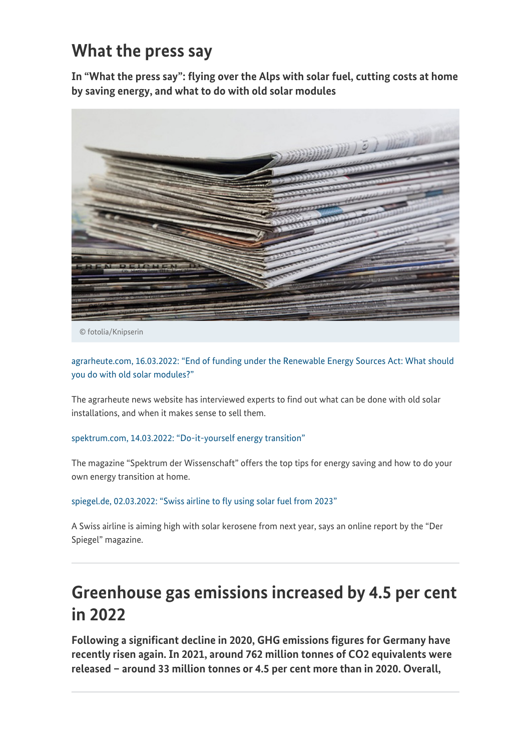## What the press say

**In "What the press say": flying over the Alps with solar fuel, cutting costs at home by saving energy, and what to do with old solar modules**

© fotolia/Knipserin

agrarheute.com, 16.03.2022: "End of funding under the Renewable Energy Sources Act: What should you do with old solar modules?"

The agrarheute news website has interviewed experts to find out what can be done with old solar installations, and when it makes sense to sell them.

spektrum.com, 14.03.2022: "Do-it-yourself energy transition"

The magazine "Spektrum der Wissenschaft" offers the top tips for energy saving and how to do your own energy transition at home.

spiegel.de, 02.03.2022: "Swiss airline to fly using solar fuel from 2023"

A Swiss airline is aiming high with solar kerosene from next year, says an online report by the "Der Spiegel" magazine.

---

## Greenhouse gas emissions increased by 4.5 per cent in 2022

**Following a significant decline in 2020, GHG emissions figures for Germany have recently risen again. In 2021, around 762 million tonnes of $CO_2$ equivalents were released – around 33 million tonnes or 4.5 per cent more than in 2020. Overall,**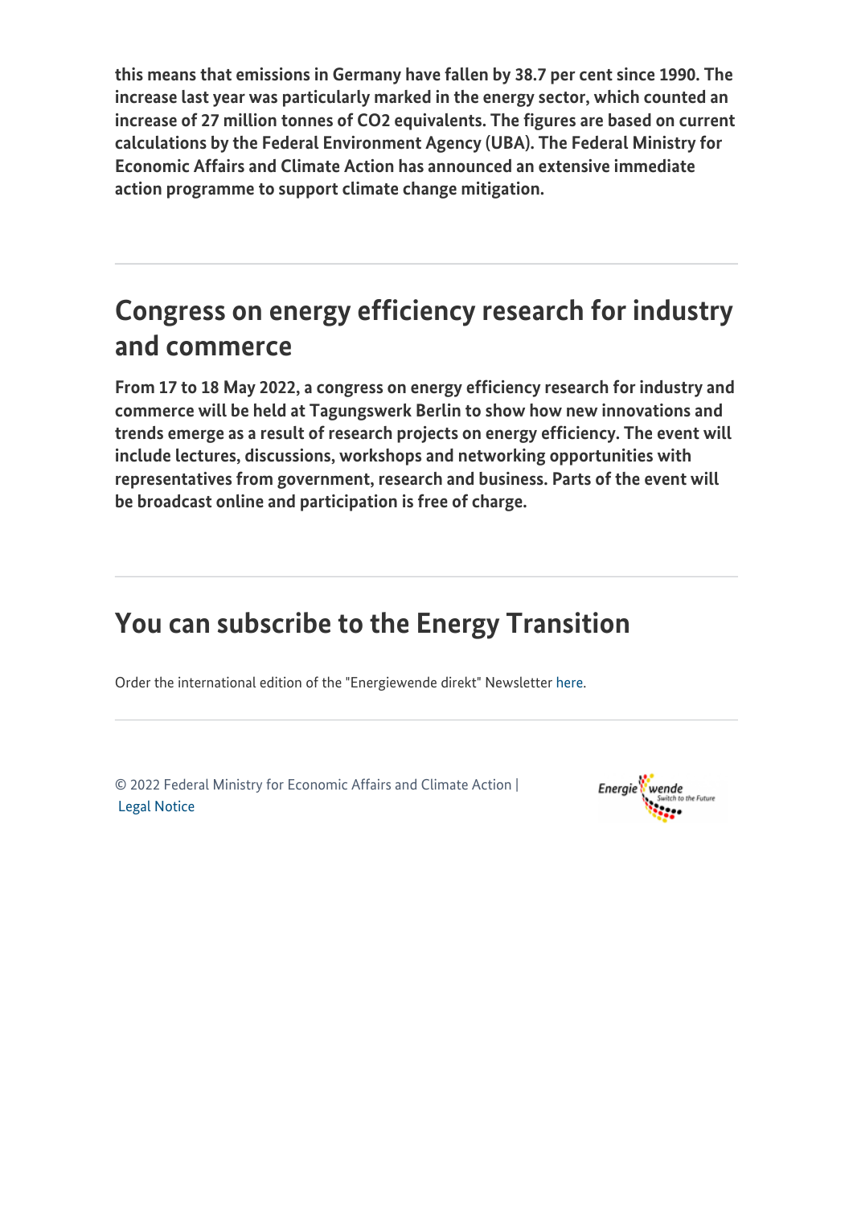**this means that emissions in Germany have fallen by 38.7 per cent since 1990. The increase last year was particularly marked in the energy sector, which counted an increase of 27 million tonnes of CO2 equivalents. The figures are based on current calculations by the Federal Environment Agency (UBA). The Federal Ministry for Economic Affairs and Climate Action has announced an extensive immediate action programme to support climate change mitigation.**

---

## Congress on energy efficiency research for industry and commerce

**From 17 to 18 May 2022, a congress on energy efficiency research for industry and commerce will be held at Tagungswerk Berlin to show how new innovations and trends emerge as a result of research projects on energy efficiency. The event will include lectures, discussions, workshops and networking opportunities with representatives from government, research and business. Parts of the event will be broadcast online and participation is free of charge.**

---

## You can subscribe to the Energy Transition

Order the international edition of the "Energiewende direkt" Newsletter here.

---

© 2022 Federal Ministry for Economic Affairs and Climate Action | Legal Notice

Energiewende Switch to the Future